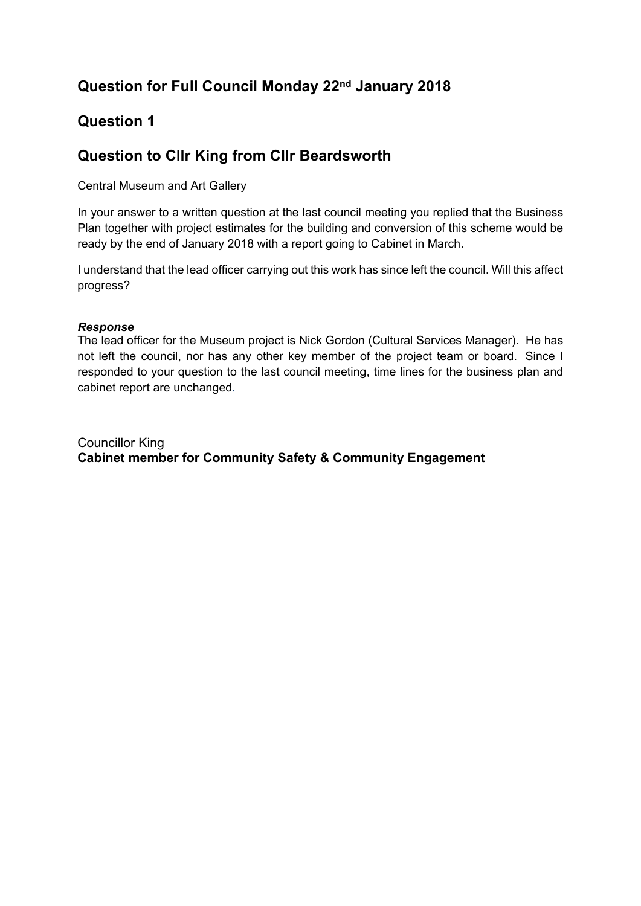## Question for Full Council Monday 22nd January 2018

## Question 1

## Question to Cllr King from Cllr Beardsworth

Central Museum and Art Gallery

In your answer to a written question at the last council meeting you replied that the Business Plan together with project estimates for the building and conversion of this scheme would be ready by the end of January 2018 with a report going to Cabinet in March.

I understand that the lead officer carrying out this work has since left the council. Will this affect progress?

***Response***

The lead officer for the Museum project is Nick Gordon (Cultural Services Manager). He has not left the council, nor has any other key member of the project team or board. Since I responded to your question to the last council meeting, time lines for the business plan and cabinet report are unchanged.

Councillor King
**Cabinet member for Community Safety & Community Engagement**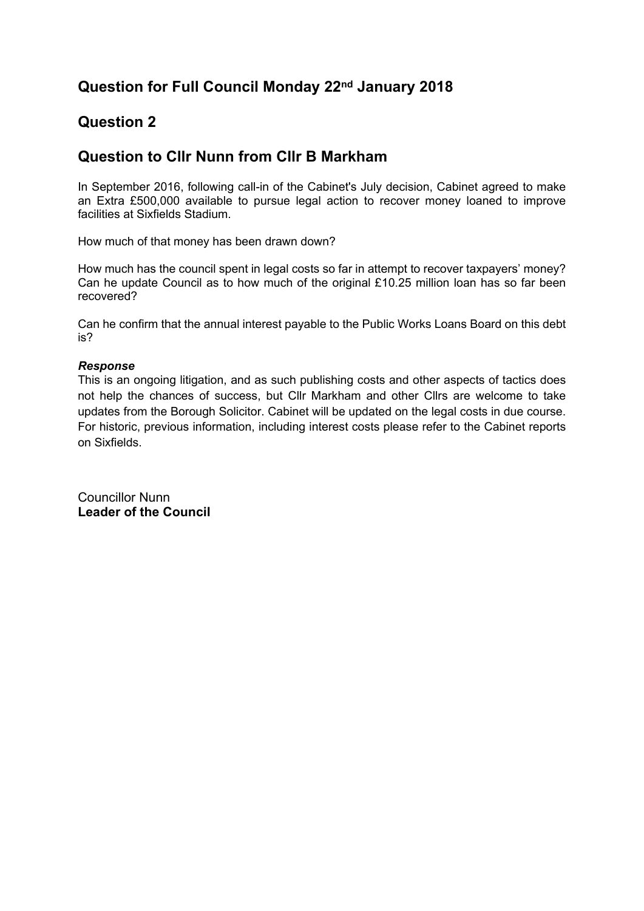## Question for Full Council Monday 22nd January 2018

## Question 2

## Question to Cllr Nunn from Cllr B Markham

In September 2016, following call-in of the Cabinet's July decision, Cabinet agreed to make an Extra £500,000 available to pursue legal action to recover money loaned to improve facilities at Sixfields Stadium.

How much of that money has been drawn down?

How much has the council spent in legal costs so far in attempt to recover taxpayers' money? Can he update Council as to how much of the original £10.25 million loan has so far been recovered?

Can he confirm that the annual interest payable to the Public Works Loans Board on this debt is?

***Response***

This is an ongoing litigation, and as such publishing costs and other aspects of tactics does not help the chances of success, but Cllr Markham and other Cllrs are welcome to take updates from the Borough Solicitor. Cabinet will be updated on the legal costs in due course. For historic, previous information, including interest costs please refer to the Cabinet reports on Sixfields.

Councillor Nunn
**Leader of the Council**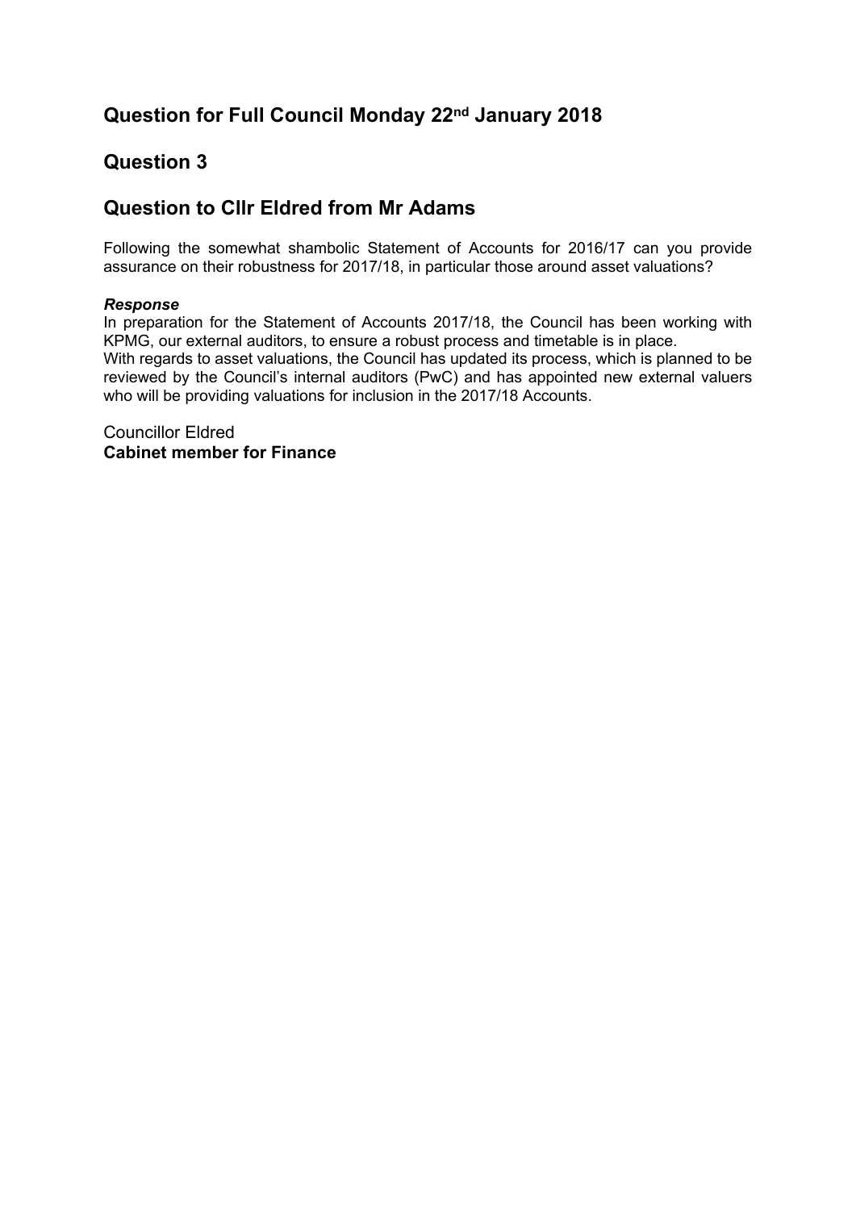## Question for Full Council Monday 22nd January 2018

## Question 3

## Question to Cllr Eldred from Mr Adams

Following the somewhat shambolic Statement of Accounts for 2016/17 can you provide assurance on their robustness for 2017/18, in particular those around asset valuations?

***Response***

In preparation for the Statement of Accounts 2017/18, the Council has been working with KPMG, our external auditors, to ensure a robust process and timetable is in place.

With regards to asset valuations, the Council has updated its process, which is planned to be reviewed by the Council's internal auditors (PwC) and has appointed new external valuers who will be providing valuations for inclusion in the 2017/18 Accounts.

Councillor Eldred
**Cabinet member for Finance**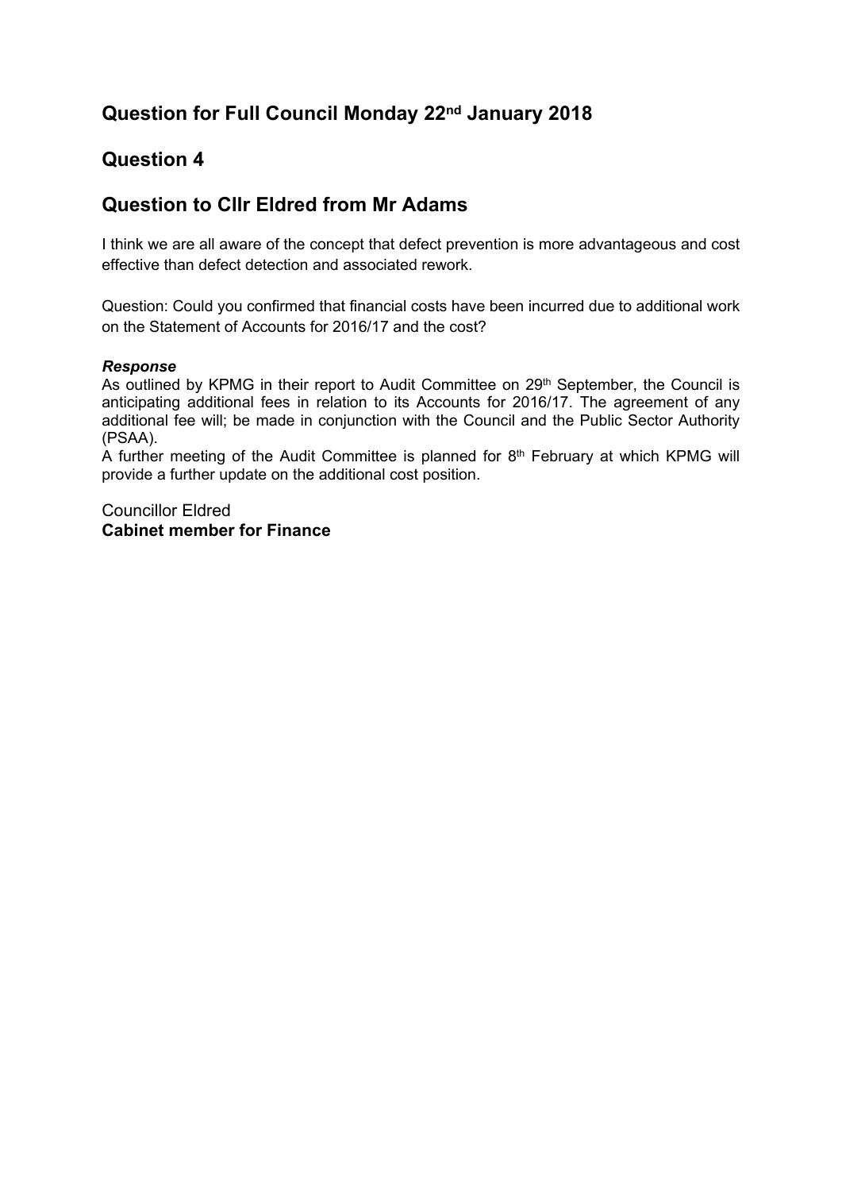## Question for Full Council Monday 22nd January 2018

## Question 4

## Question to Cllr Eldred from Mr Adams

I think we are all aware of the concept that defect prevention is more advantageous and cost effective than defect detection and associated rework.

Question: Could you confirmed that financial costs have been incurred due to additional work on the Statement of Accounts for 2016/17 and the cost?

***Response***

As outlined by KPMG in their report to Audit Committee on 29th September, the Council is anticipating additional fees in relation to its Accounts for 2016/17. The agreement of any additional fee will; be made in conjunction with the Council and the Public Sector Authority (PSAA).

A further meeting of the Audit Committee is planned for 8th February at which KPMG will provide a further update on the additional cost position.

Councillor Eldred
**Cabinet member for Finance**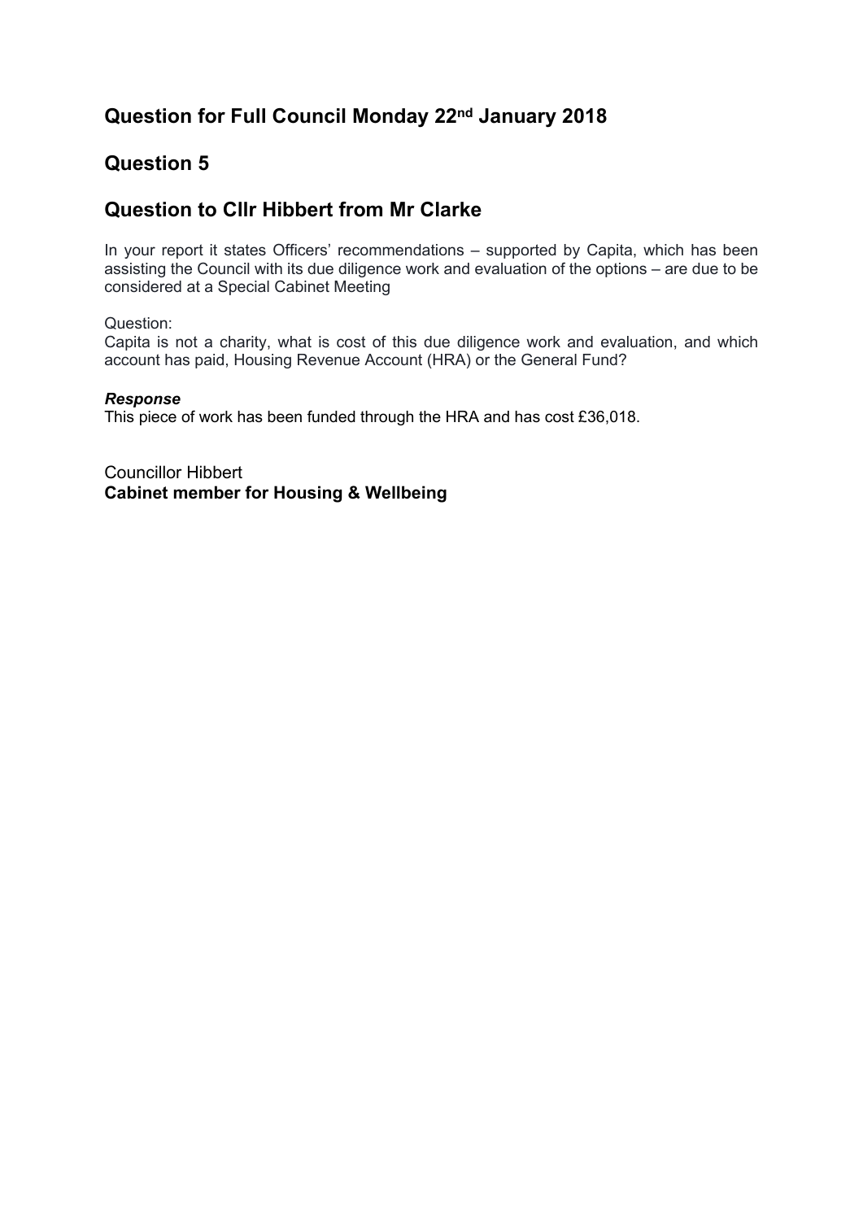## Question for Full Council Monday 22nd January 2018

## Question 5

## Question to Cllr Hibbert from Mr Clarke

In your report it states Officers' recommendations – supported by Capita, which has been assisting the Council with its due diligence work and evaluation of the options – are due to be considered at a Special Cabinet Meeting

Question:
Capita is not a charity, what is cost of this due diligence work and evaluation, and which account has paid, Housing Revenue Account (HRA) or the General Fund?

***Response***
This piece of work has been funded through the HRA and has cost £36,018.

Councillor Hibbert
**Cabinet member for Housing & Wellbeing**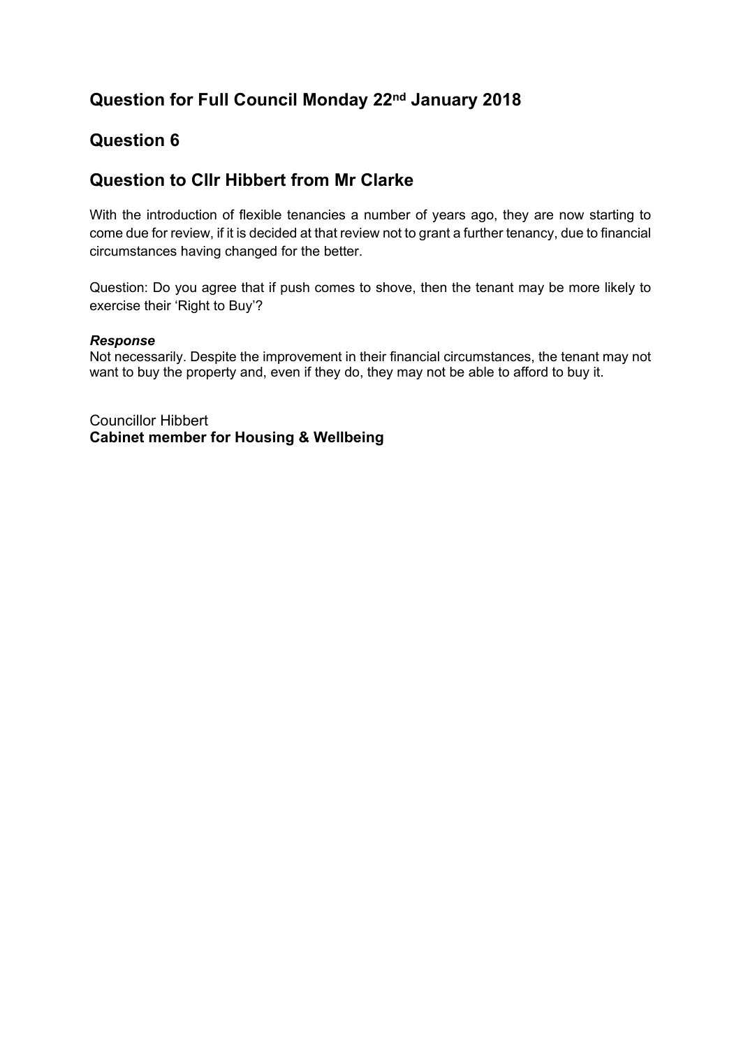## Question for Full Council Monday 22nd January 2018

## Question 6

## Question to Cllr Hibbert from Mr Clarke

With the introduction of flexible tenancies a number of years ago, they are now starting to come due for review, if it is decided at that review not to grant a further tenancy, due to financial circumstances having changed for the better.

Question: Do you agree that if push comes to shove, then the tenant may be more likely to exercise their 'Right to Buy'?

***Response***
Not necessarily. Despite the improvement in their financial circumstances, the tenant may not want to buy the property and, even if they do, they may not be able to afford to buy it.

Councillor Hibbert
**Cabinet member for Housing & Wellbeing**